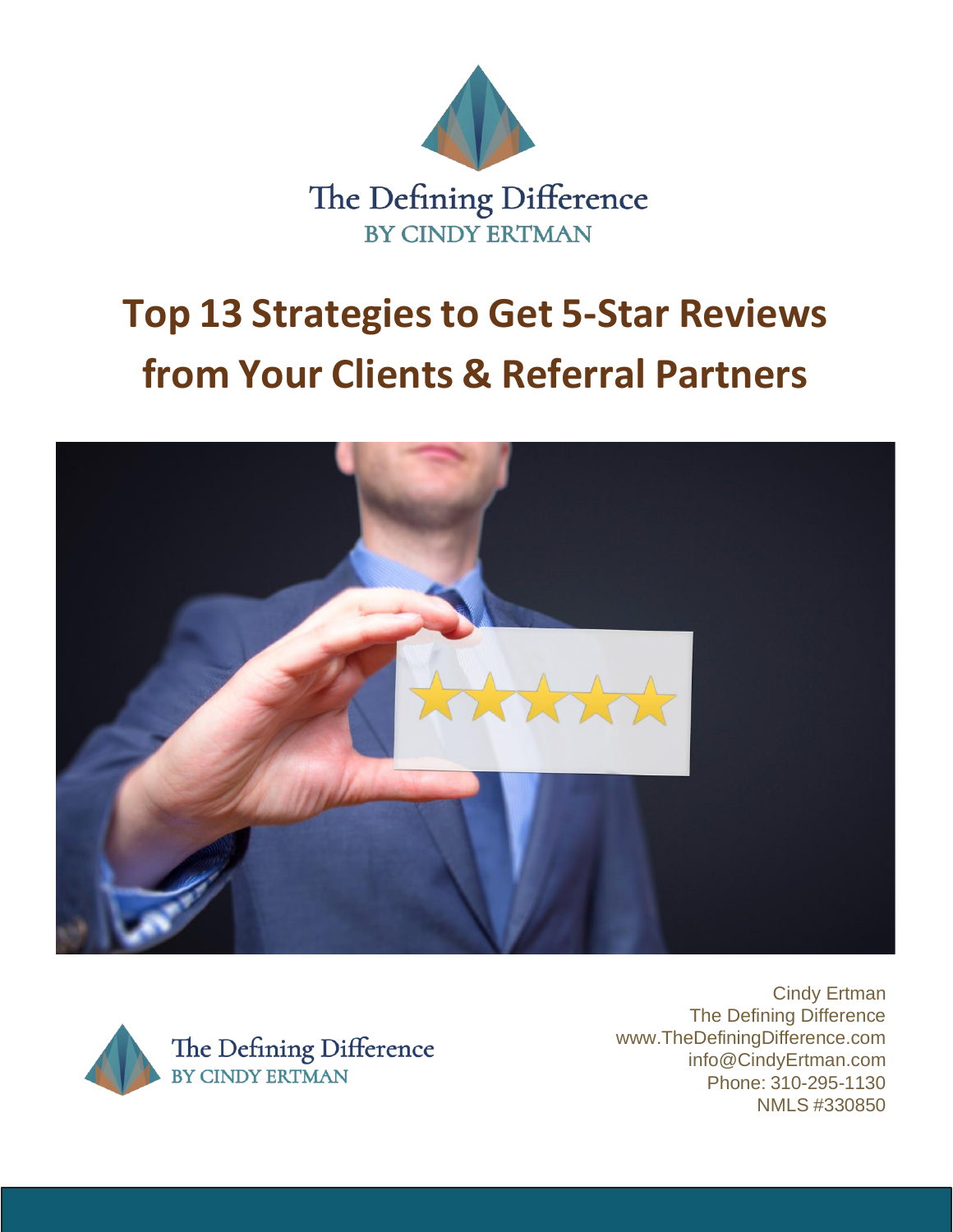The Defining Difference
BY CINDY ERTMAN

# Top 13 Strategies to Get 5-Star Reviews from Your Clients & Referral Partners

The Defining Difference
BY CINDY ERTMAN

Cindy Ertman
The Defining Difference
www.TheDefiningDifference.com
info@CindyErtman.com
Phone: 310-295-1130
NMLS #330850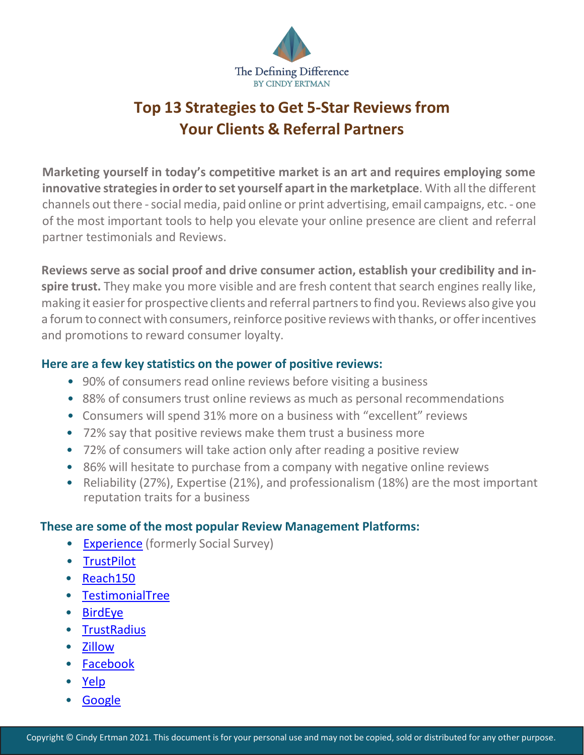The Defining Difference
BY CINDY ERTMAN

# Top 13 Strategies to Get 5-Star Reviews from Your Clients & Referral Partners

**Marketing yourself in today's competitive market is an art and requires employing some innovative strategies in order to set yourself apart in the marketplace**. With all the different channels out there - social media, paid online or print advertising, email campaigns, etc. - one of the most important tools to help you elevate your online presence are client and referral partner testimonials and Reviews.

**Reviews serve as social proof and drive consumer action, establish your credibility and inspire trust.** They make you more visible and are fresh content that search engines really like, making it easier for prospective clients and referral partners to find you. Reviews also give you a forum to connect with consumers, reinforce positive reviews with thanks, or offer incentives and promotions to reward consumer loyalty.

### Here are a few key statistics on the power of positive reviews:

- 90% of consumers read online reviews before visiting a business
- 88% of consumers trust online reviews as much as personal recommendations
- Consumers will spend 31% more on a business with "excellent" reviews
- 72% say that positive reviews make them trust a business more
- 72% of consumers will take action only after reading a positive review
- 86% will hesitate to purchase from a company with negative online reviews
- Reliability (27%), Expertise (21%), and professionalism (18%) are the most important reputation traits for a business

### These are some of the most popular Review Management Platforms:

- Experience (formerly Social Survey)
- TrustPilot
- Reach150
- TestimonialTree
- BirdEye
- TrustRadius
- Zillow
- Facebook
- Yelp
- Google

Copyright © Cindy Ertman 2021. This document is for your personal use and may not be copied, sold or distributed for any other purpose.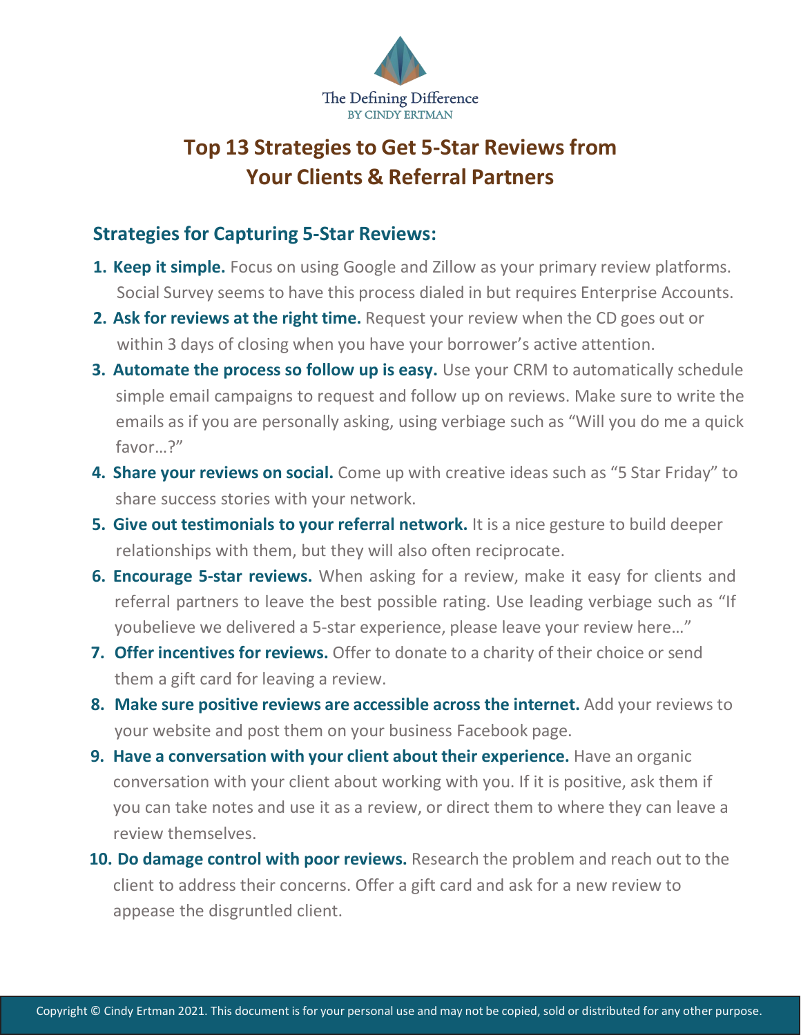The Defining Difference
BY CINDY ERTMAN

# Top 13 Strategies to Get 5-Star Reviews from Your Clients & Referral Partners

## Strategies for Capturing 5-Star Reviews:

1. **Keep it simple.** Focus on using Google and Zillow as your primary review platforms. Social Survey seems to have this process dialed in but requires Enterprise Accounts.
2. **Ask for reviews at the right time.** Request your review when the CD goes out or within 3 days of closing when you have your borrower's active attention.
3. **Automate the process so follow up is easy.** Use your CRM to automatically schedule simple email campaigns to request and follow up on reviews. Make sure to write the emails as if you are personally asking, using verbiage such as "Will you do me a quick favor…?"
4. **Share your reviews on social.** Come up with creative ideas such as "5 Star Friday" to share success stories with your network.
5. **Give out testimonials to your referral network.** It is a nice gesture to build deeper relationships with them, but they will also often reciprocate.
6. **Encourage 5-star reviews.** When asking for a review, make it easy for clients and referral partners to leave the best possible rating. Use leading verbiage such as "If youbelieve we delivered a 5-star experience, please leave your review here…"
7. **Offer incentives for reviews.** Offer to donate to a charity of their choice or send them a gift card for leaving a review.
8. **Make sure positive reviews are accessible across the internet.** Add your reviews to your website and post them on your business Facebook page.
9. **Have a conversation with your client about their experience.** Have an organic conversation with your client about working with you. If it is positive, ask them if you can take notes and use it as a review, or direct them to where they can leave a review themselves.
10. **Do damage control with poor reviews.** Research the problem and reach out to the client to address their concerns. Offer a gift card and ask for a new review to appease the disgruntled client.

Copyright © Cindy Ertman 2021. This document is for your personal use and may not be copied, sold or distributed for any other purpose.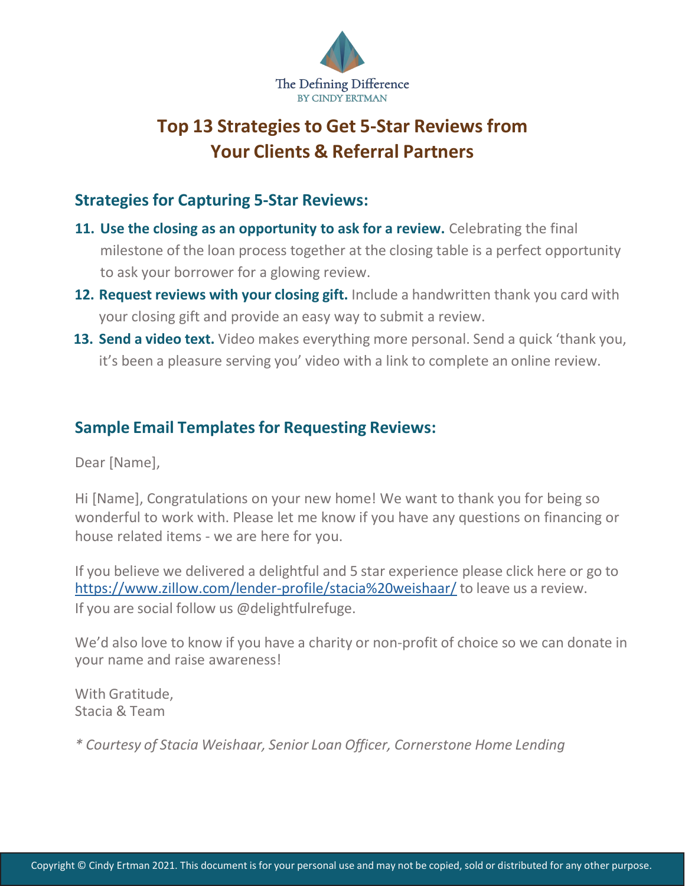The Defining Difference
BY CINDY ERTMAN

# Top 13 Strategies to Get 5-Star Reviews from Your Clients & Referral Partners

## Strategies for Capturing 5-Star Reviews:

11. **Use the closing as an opportunity to ask for a review.** Celebrating the final milestone of the loan process together at the closing table is a perfect opportunity to ask your borrower for a glowing review.
12. **Request reviews with your closing gift.** Include a handwritten thank you card with your closing gift and provide an easy way to submit a review.
13. **Send a video text.** Video makes everything more personal. Send a quick 'thank you, it's been a pleasure serving you' video with a link to complete an online review.

## Sample Email Templates for Requesting Reviews:

Dear [Name],

Hi [Name], Congratulations on your new home! We want to thank you for being so wonderful to work with. Please let me know if you have any questions on financing or house related items - we are here for you.

If you believe we delivered a delightful and 5 star experience please click here or go to [https://www.zillow.com/lender-profile/stacia%20weishaar/](https://www.zillow.com/lender-profile/stacia%20weishaar/) to leave us a review.
If you are social follow us @delightfulrefuge.

We'd also love to know if you have a charity or non-profit of choice so we can donate in your name and raise awareness!

With Gratitude,
Stacia & Team

*\* Courtesy of Stacia Weishaar, Senior Loan Officer, Cornerstone Home Lending*

Copyright © Cindy Ertman 2021. This document is for your personal use and may not be copied, sold or distributed for any other purpose.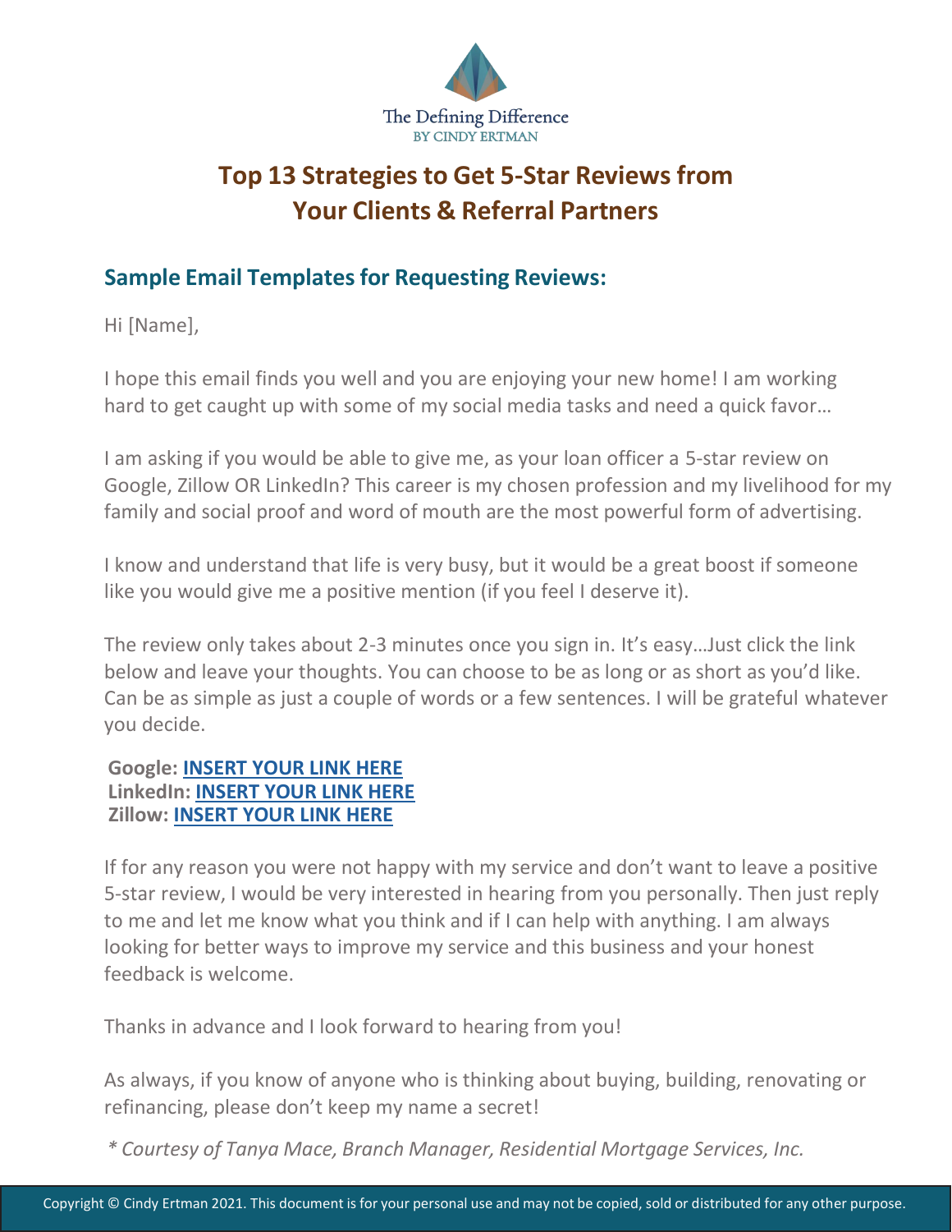The Defining Difference
BY CINDY ERTMAN

# Top 13 Strategies to Get 5-Star Reviews from Your Clients & Referral Partners

## Sample Email Templates for Requesting Reviews:

Hi [Name],

I hope this email finds you well and you are enjoying your new home! I am working hard to get caught up with some of my social media tasks and need a quick favor…

I am asking if you would be able to give me, as your loan officer a 5-star review on Google, Zillow OR LinkedIn? This career is my chosen profession and my livelihood for my family and social proof and word of mouth are the most powerful form of advertising.

I know and understand that life is very busy, but it would be a great boost if someone like you would give me a positive mention (if you feel I deserve it).

The review only takes about 2-3 minutes once you sign in. It's easy…Just click the link below and leave your thoughts. You can choose to be as long or as short as you'd like. Can be as simple as just a couple of words or a few sentences. I will be grateful whatever you decide.

**Google: INSERT YOUR LINK HERE**
**LinkedIn: INSERT YOUR LINK HERE**
**Zillow: INSERT YOUR LINK HERE**

If for any reason you were not happy with my service and don't want to leave a positive 5-star review, I would be very interested in hearing from you personally. Then just reply to me and let me know what you think and if I can help with anything. I am always looking for better ways to improve my service and this business and your honest feedback is welcome.

Thanks in advance and I look forward to hearing from you!

As always, if you know of anyone who is thinking about buying, building, renovating or refinancing, please don't keep my name a secret!

*\* Courtesy of Tanya Mace, Branch Manager, Residential Mortgage Services, Inc.*

Copyright © Cindy Ertman 2021. This document is for your personal use and may not be copied, sold or distributed for any other purpose.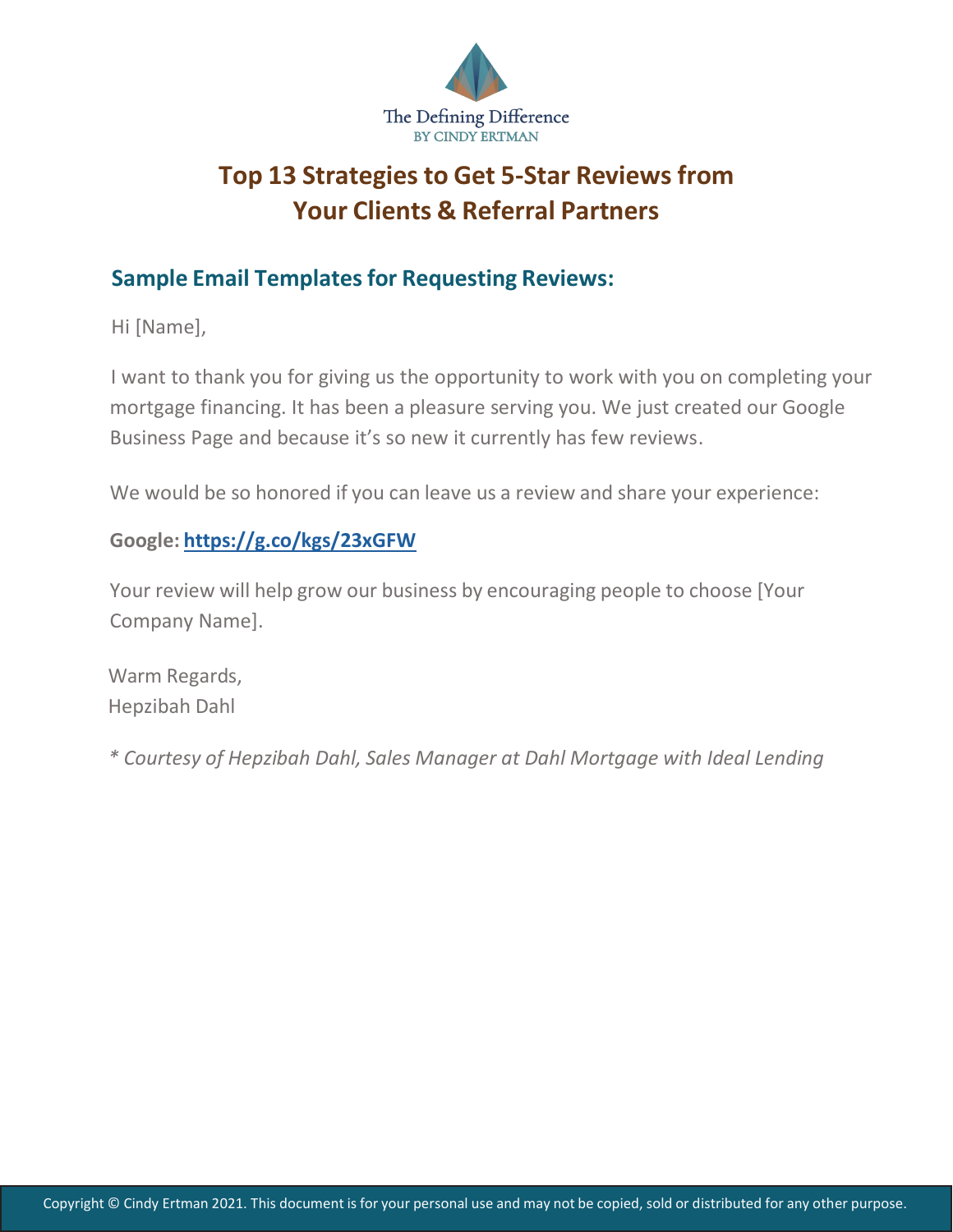The Defining Difference
BY CINDY ERTMAN

# Top 13 Strategies to Get 5-Star Reviews from Your Clients & Referral Partners

## Sample Email Templates for Requesting Reviews:

Hi [Name],

I want to thank you for giving us the opportunity to work with you on completing your mortgage financing. It has been a pleasure serving you. We just created our Google Business Page and because it's so new it currently has few reviews.

We would be so honored if you can leave us a review and share your experience:

**Google: [https://g.co/kgs/23xGFW](https://g.co/kgs/23xGFW)**

Your review will help grow our business by encouraging people to choose [Your Company Name].

Warm Regards,
Hepzibah Dahl

*\* Courtesy of Hepzibah Dahl, Sales Manager at Dahl Mortgage with Ideal Lending*

Copyright © Cindy Ertman 2021. This document is for your personal use and may not be copied, sold or distributed for any other purpose.